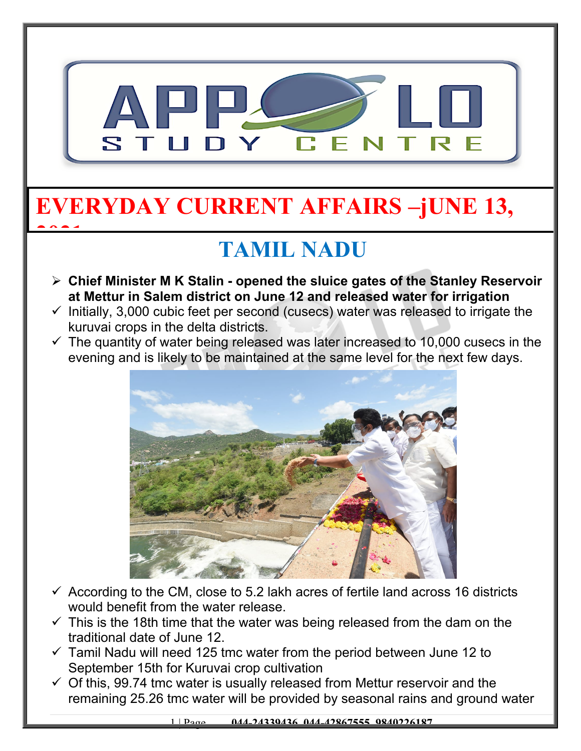# EVERYDAY CURRENT AFFAIRS –jUNE 13, 2021

## TAMIL NADU

- **Chief Minister M K Stalin - opened the sluice gates of the Stanley Reservoir at Mettur in Salem district on June 12 and released water for irrigation**
- ✓ Initially, 3,000 cubic feet per second (cusecs) water was released to irrigate the kuruvai crops in the delta districts.
- ✓ The quantity of water being released was later increased to 10,000 cusecs in the evening and is likely to be maintained at the same level for the next few days.
- ✓ According to the CM, close to 5.2 lakh acres of fertile land across 16 districts would benefit from the water release.
- ✓ This is the 18th time that the water was being released from the dam on the traditional date of June 12.
- ✓ Tamil Nadu will need 125 tmc water from the period between June 12 to September 15th for Kuruvai crop cultivation
- ✓ Of this, 99.74 tmc water is usually released from Mettur reservoir and the remaining 25.26 tmc water will be provided by seasonal rains and ground water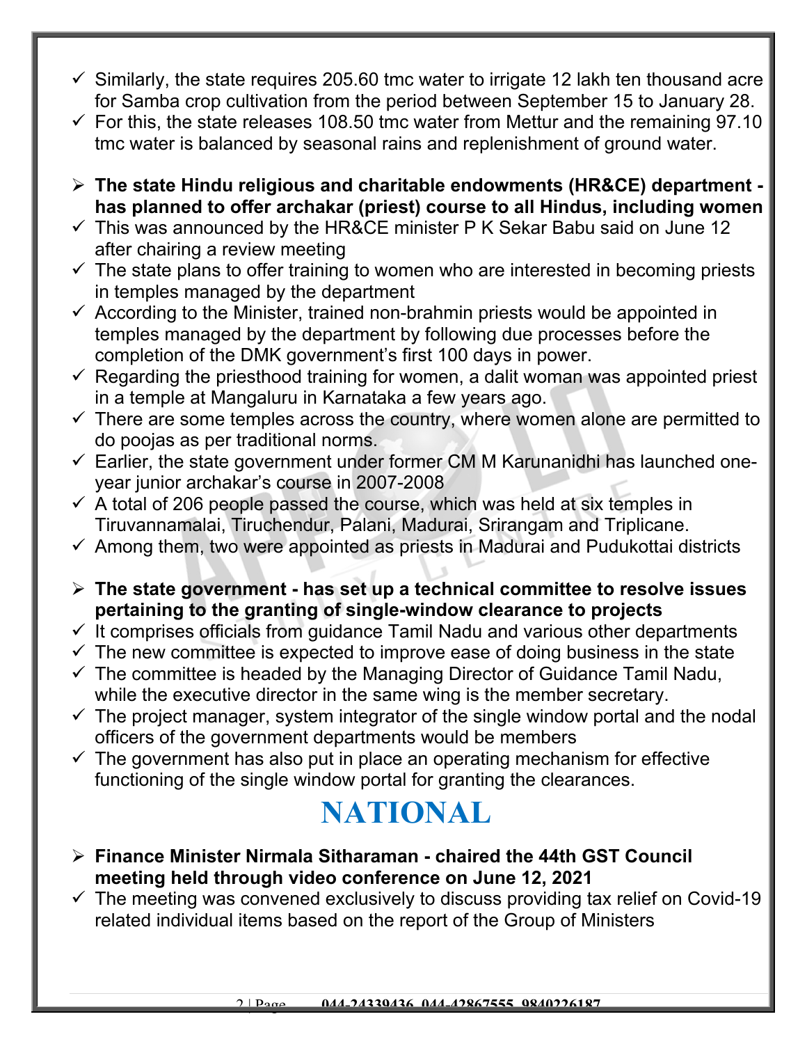- Similarly, the state requires 205.60 tmc water to irrigate 12 lakh ten thousand acre for Samba crop cultivation from the period between September 15 to January 28.
- For this, the state releases 108.50 tmc water from Mettur and the remaining 97.10 tmc water is balanced by seasonal rains and replenishment of ground water.

- **The state Hindu religious and charitable endowments (HR&CE) department - has planned to offer archakar (priest) course to all Hindus, including women**
- This was announced by the HR&CE minister P K Sekar Babu said on June 12 after chairing a review meeting
- The state plans to offer training to women who are interested in becoming priests in temples managed by the department
- According to the Minister, trained non-brahmin priests would be appointed in temples managed by the department by following due processes before the completion of the DMK government's first 100 days in power.
- Regarding the priesthood training for women, a dalit woman was appointed priest in a temple at Mangaluru in Karnataka a few years ago.
- There are some temples across the country, where women alone are permitted to do poojas as per traditional norms.
- Earlier, the state government under former CM M Karunanidhi has launched one-year junior archakar's course in 2007-2008
- A total of 206 people passed the course, which was held at six temples in Tiruvannamalai, Tiruchendur, Palani, Madurai, Srirangam and Triplicane.
- Among them, two were appointed as priests in Madurai and Pudukottai districts

- **The state government - has set up a technical committee to resolve issues pertaining to the granting of single-window clearance to projects**
- It comprises officials from guidance Tamil Nadu and various other departments
- The new committee is expected to improve ease of doing business in the state
- The committee is headed by the Managing Director of Guidance Tamil Nadu, while the executive director in the same wing is the member secretary.
- The project manager, system integrator of the single window portal and the nodal officers of the government departments would be members
- The government has also put in place an operating mechanism for effective functioning of the single window portal for granting the clearances.

# NATIONAL

- **Finance Minister Nirmala Sitharaman - chaired the 44th GST Council meeting held through video conference on June 12, 2021**
- The meeting was convened exclusively to discuss providing tax relief on Covid-19 related individual items based on the report of the Group of Ministers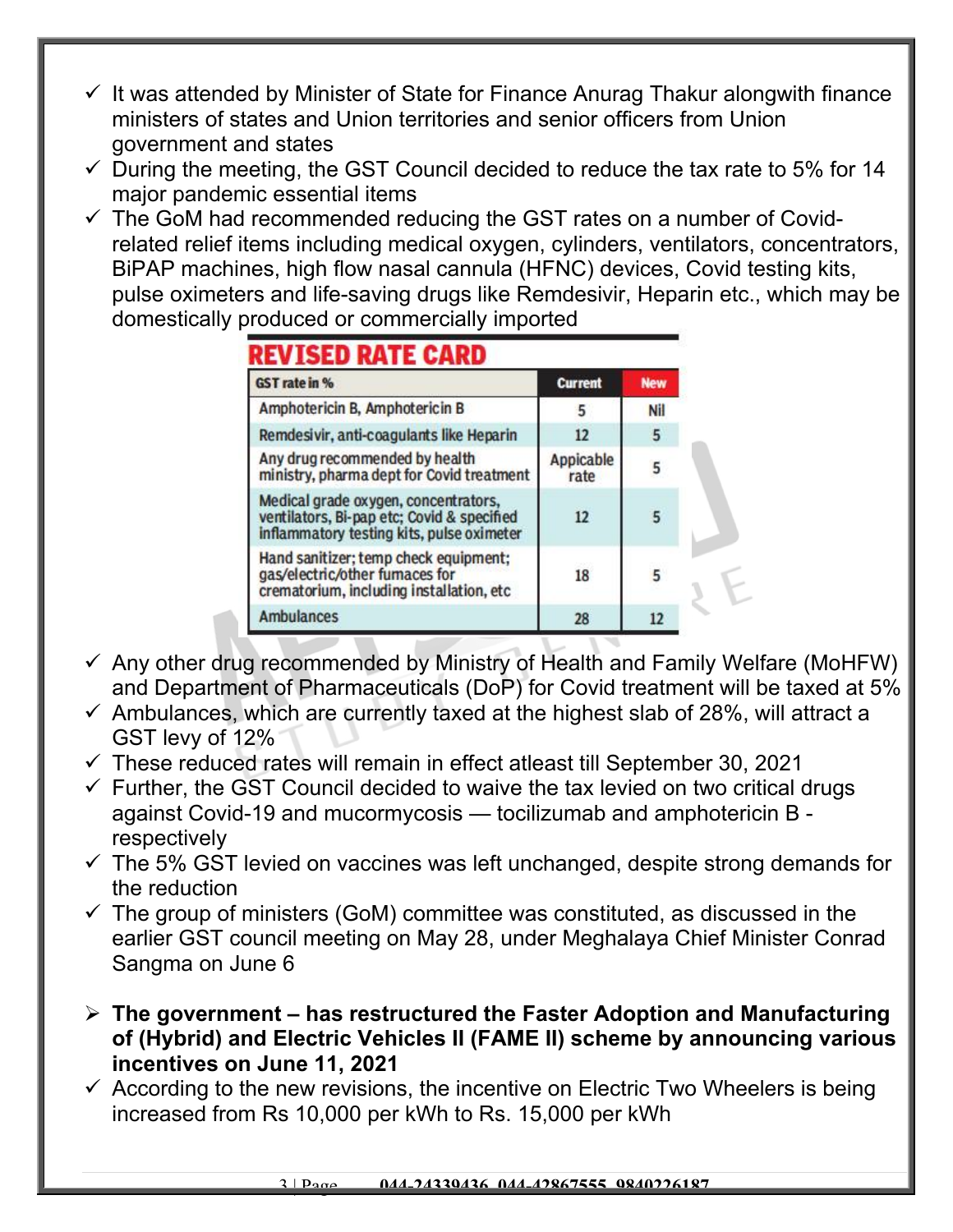- ✓ It was attended by Minister of State for Finance Anurag Thakur alongwith finance ministers of states and Union territories and senior officers from Union government and states
- ✓ During the meeting, the GST Council decided to reduce the tax rate to 5% for 14 major pandemic essential items
- ✓ The GoM had recommended reducing the GST rates on a number of Covid-related relief items including medical oxygen, cylinders, ventilators, concentrators, BiPAP machines, high flow nasal cannula (HFNC) devices, Covid testing kits, pulse oximeters and life-saving drugs like Remdesivir, Heparin etc., which may be domestically produced or commercially imported

**REVISED RATE CARD**

| GST rate in % | Current | New |
|---|---|---|
| Amphotericin B, Amphotericin B | 5 | Nil |
| Remdesivir, anti-coagulants like Heparin | 12 | 5 |
| Any drug recommended by health ministry, pharma dept for Covid treatment | Appicable rate | 5 |
| Medical grade oxygen, concentrators, ventilators, Bi-pap etc; Covid & specified inflammatory testing kits, pulse oximeter | 12 | 5 |
| Hand sanitizer; temp check equipment; gas/electric/other furnaces for crematorium, including installation, etc | 18 | 5 |
| Ambulances | 28 | 12 |

- ✓ Any other drug recommended by Ministry of Health and Family Welfare (MoHFW) and Department of Pharmaceuticals (DoP) for Covid treatment will be taxed at 5%
- ✓ Ambulances, which are currently taxed at the highest slab of 28%, will attract a GST levy of 12%
- ✓ These reduced rates will remain in effect atleast till September 30, 2021
- ✓ Further, the GST Council decided to waive the tax levied on two critical drugs against Covid-19 and mucormycosis — tocilizumab and amphotericin B - respectively
- ✓ The 5% GST levied on vaccines was left unchanged, despite strong demands for the reduction
- ✓ The group of ministers (GoM) committee was constituted, as discussed in the earlier GST council meeting on May 28, under Meghalaya Chief Minister Conrad Sangma on June 6

- ➢ **The government – has restructured the Faster Adoption and Manufacturing of (Hybrid) and Electric Vehicles II (FAME II) scheme by announcing various incentives on June 11, 2021**
- ✓ According to the new revisions, the incentive on Electric Two Wheelers is being increased from Rs 10,000 per kWh to Rs. 15,000 per kWh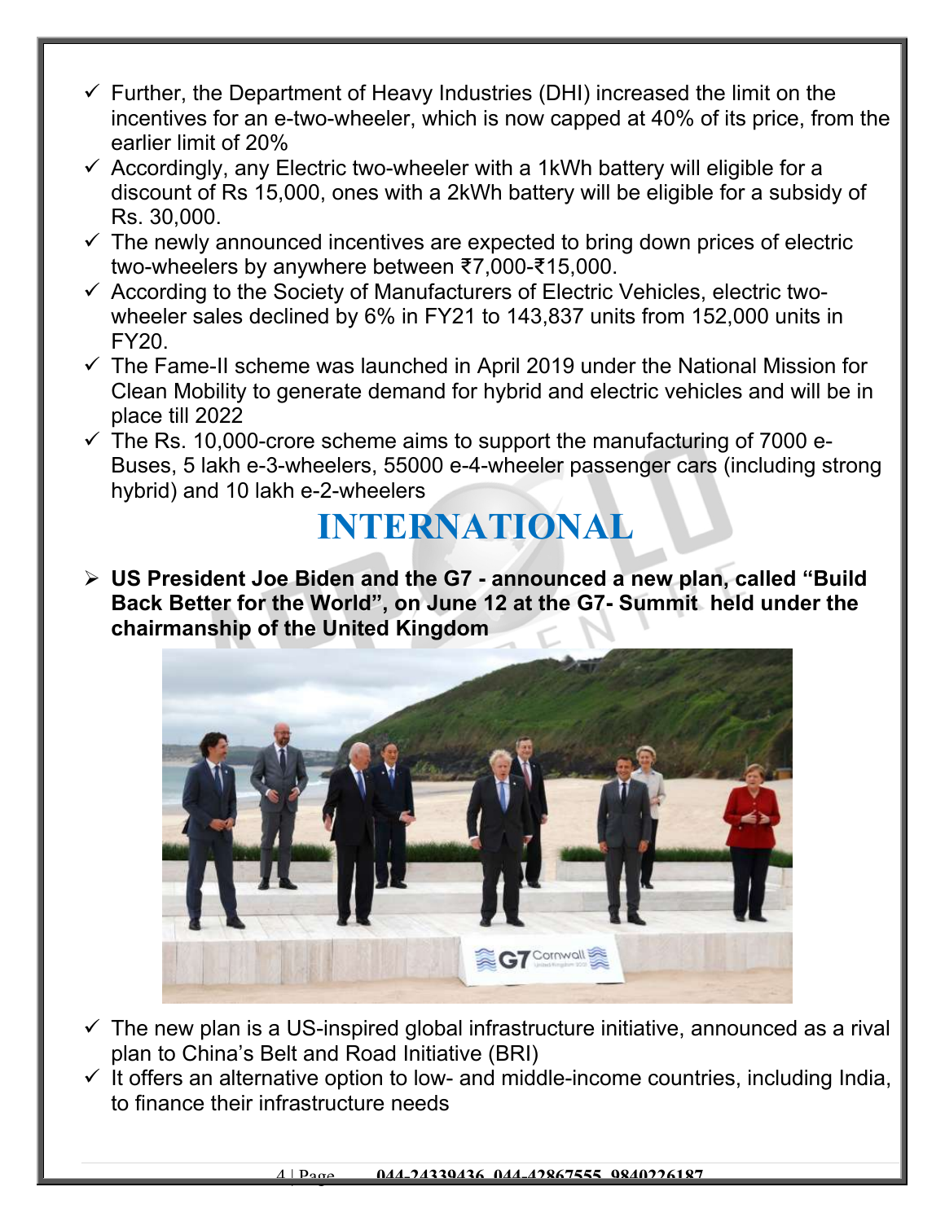- Further, the Department of Heavy Industries (DHI) increased the limit on the incentives for an e-two-wheeler, which is now capped at 40% of its price, from the earlier limit of 20%
- Accordingly, any Electric two-wheeler with a 1kWh battery will eligible for a discount of Rs 15,000, ones with a 2kWh battery will be eligible for a subsidy of Rs. 30,000.
- The newly announced incentives are expected to bring down prices of electric two-wheelers by anywhere between ₹7,000-₹15,000.
- According to the Society of Manufacturers of Electric Vehicles, electric two-wheeler sales declined by 6% in FY21 to 143,837 units from 152,000 units in FY20.
- The Fame-II scheme was launched in April 2019 under the National Mission for Clean Mobility to generate demand for hybrid and electric vehicles and will be in place till 2022
- The Rs. 10,000-crore scheme aims to support the manufacturing of 7000 e-Buses, 5 lakh e-3-wheelers, 55000 e-4-wheeler passenger cars (including strong hybrid) and 10 lakh e-2-wheelers

# INTERNATIONAL

- **US President Joe Biden and the G7 - announced a new plan, called "Build Back Better for the World", on June 12 at the G7- Summit held under the chairmanship of the United Kingdom**

- The new plan is a US-inspired global infrastructure initiative, announced as a rival plan to China's Belt and Road Initiative (BRI)
- It offers an alternative option to low- and middle-income countries, including India, to finance their infrastructure needs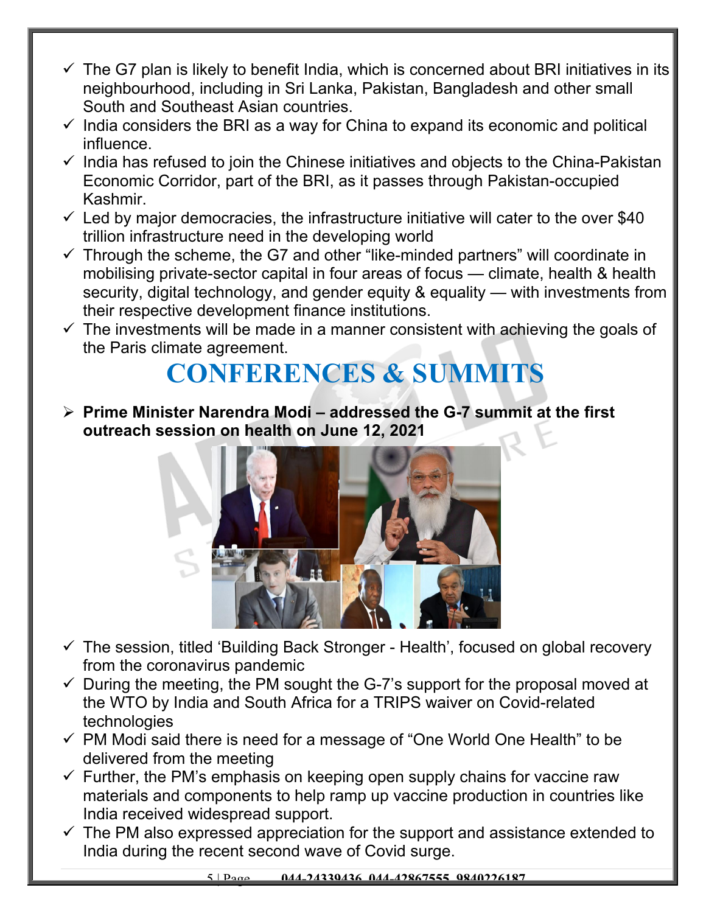- ✓ The G7 plan is likely to benefit India, which is concerned about BRI initiatives in its neighbourhood, including in Sri Lanka, Pakistan, Bangladesh and other small South and Southeast Asian countries.
- ✓ India considers the BRI as a way for China to expand its economic and political influence.
- ✓ India has refused to join the Chinese initiatives and objects to the China-Pakistan Economic Corridor, part of the BRI, as it passes through Pakistan-occupied Kashmir.
- ✓ Led by major democracies, the infrastructure initiative will cater to the over $40 trillion infrastructure need in the developing world
- ✓ Through the scheme, the G7 and other "like-minded partners" will coordinate in mobilising private-sector capital in four areas of focus — climate, health & health security, digital technology, and gender equity & equality — with investments from their respective development finance institutions.
- ✓ The investments will be made in a manner consistent with achieving the goals of the Paris climate agreement.

# CONFERENCES & SUMMITS

- **Prime Minister Narendra Modi – addressed the G-7 summit at the first outreach session on health on June 12, 2021**

- ✓ The session, titled 'Building Back Stronger - Health', focused on global recovery from the coronavirus pandemic
- ✓ During the meeting, the PM sought the G-7's support for the proposal moved at the WTO by India and South Africa for a TRIPS waiver on Covid-related technologies
- ✓ PM Modi said there is need for a message of "One World One Health" to be delivered from the meeting
- ✓ Further, the PM's emphasis on keeping open supply chains for vaccine raw materials and components to help ramp up vaccine production in countries like India received widespread support.
- ✓ The PM also expressed appreciation for the support and assistance extended to India during the recent second wave of Covid surge.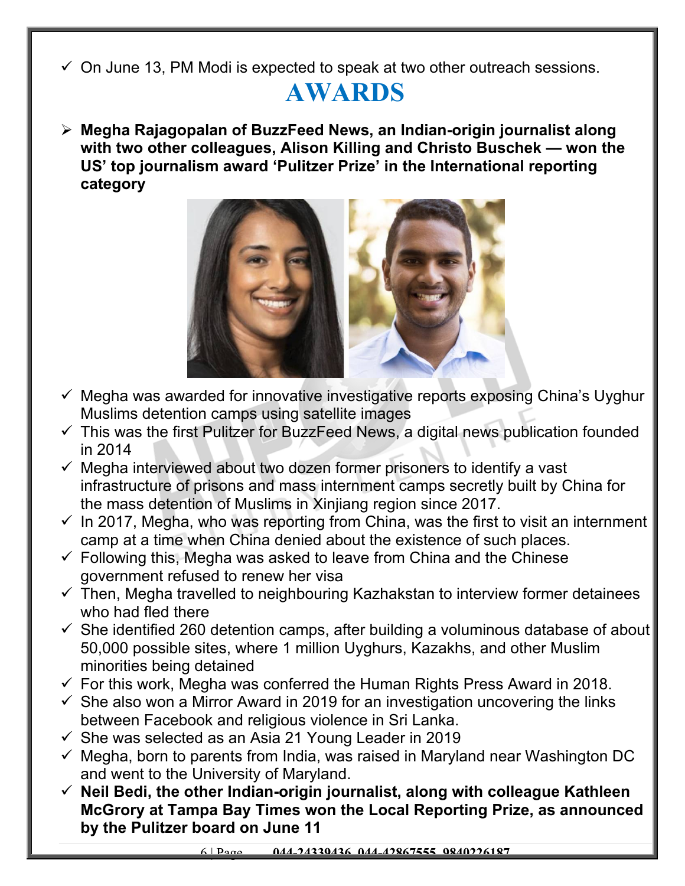- ✓ On June 13, PM Modi is expected to speak at two other outreach sessions.

# AWARDS

- **Megha Rajagopalan of BuzzFeed News, an Indian-origin journalist along with two other colleagues, Alison Killing and Christo Buschek — won the US' top journalism award 'Pulitzer Prize' in the International reporting category**

- ✓ Megha was awarded for innovative investigative reports exposing China's Uyghur Muslims detention camps using satellite images
- ✓ This was the first Pulitzer for BuzzFeed News, a digital news publication founded in 2014
- ✓ Megha interviewed about two dozen former prisoners to identify a vast infrastructure of prisons and mass internment camps secretly built by China for the mass detention of Muslims in Xinjiang region since 2017.
- ✓ In 2017, Megha, who was reporting from China, was the first to visit an internment camp at a time when China denied about the existence of such places.
- ✓ Following this, Megha was asked to leave from China and the Chinese government refused to renew her visa
- ✓ Then, Megha travelled to neighbouring Kazhakstan to interview former detainees who had fled there
- ✓ She identified 260 detention camps, after building a voluminous database of about 50,000 possible sites, where 1 million Uyghurs, Kazakhs, and other Muslim minorities being detained
- ✓ For this work, Megha was conferred the Human Rights Press Award in 2018.
- ✓ She also won a Mirror Award in 2019 for an investigation uncovering the links between Facebook and religious violence in Sri Lanka.
- ✓ She was selected as an Asia 21 Young Leader in 2019
- ✓ Megha, born to parents from India, was raised in Maryland near Washington DC and went to the University of Maryland.
- ✓ **Neil Bedi, the other Indian-origin journalist, along with colleague Kathleen McGrory at Tampa Bay Times won the Local Reporting Prize, as announced by the Pulitzer board on June 11**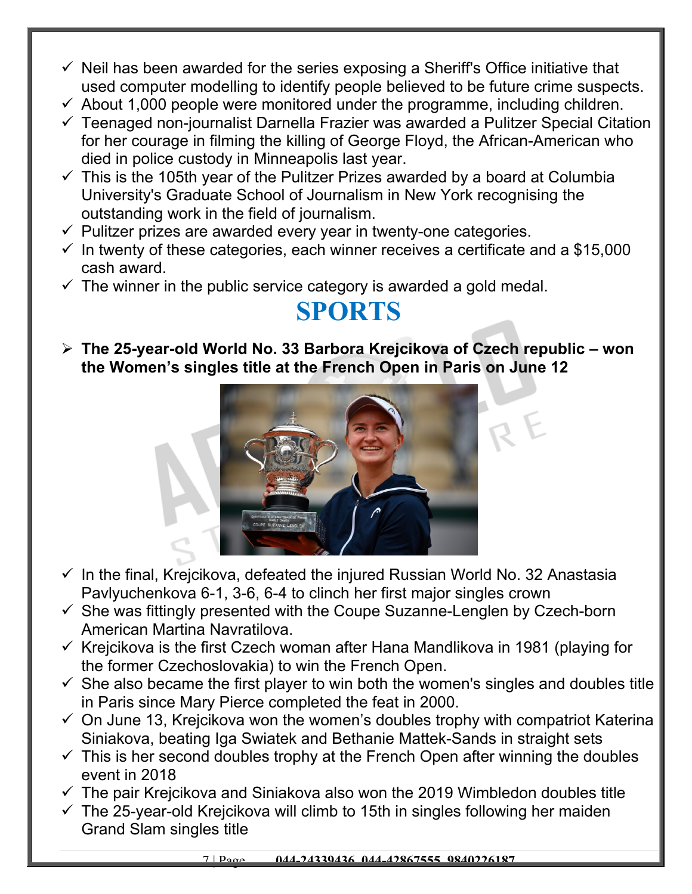- ✓ Neil has been awarded for the series exposing a Sheriff's Office initiative that used computer modelling to identify people believed to be future crime suspects.
- ✓ About 1,000 people were monitored under the programme, including children.
- ✓ Teenaged non-journalist Darnella Frazier was awarded a Pulitzer Special Citation for her courage in filming the killing of George Floyd, the African-American who died in police custody in Minneapolis last year.
- ✓ This is the 105th year of the Pulitzer Prizes awarded by a board at Columbia University's Graduate School of Journalism in New York recognising the outstanding work in the field of journalism.
- ✓ Pulitzer prizes are awarded every year in twenty-one categories.
- ✓ In twenty of these categories, each winner receives a certificate and a $15,000 cash award.
- ✓ The winner in the public service category is awarded a gold medal.

# SPORTS

- **The 25-year-old World No. 33 Barbora Krejcikova of Czech republic – won the Women's singles title at the French Open in Paris on June 12**

- ✓ In the final, Krejcikova, defeated the injured Russian World No. 32 Anastasia Pavlyuchenkova 6-1, 3-6, 6-4 to clinch her first major singles crown
- ✓ She was fittingly presented with the Coupe Suzanne-Lenglen by Czech-born American Martina Navratilova.
- ✓ Krejcikova is the first Czech woman after Hana Mandlikova in 1981 (playing for the former Czechoslovakia) to win the French Open.
- ✓ She also became the first player to win both the women's singles and doubles title in Paris since Mary Pierce completed the feat in 2000.
- ✓ On June 13, Krejcikova won the women's doubles trophy with compatriot Katerina Siniakova, beating Iga Swiatek and Bethanie Mattek-Sands in straight sets
- ✓ This is her second doubles trophy at the French Open after winning the doubles event in 2018
- ✓ The pair Krejcikova and Siniakova also won the 2019 Wimbledon doubles title
- ✓ The 25-year-old Krejcikova will climb to 15th in singles following her maiden Grand Slam singles title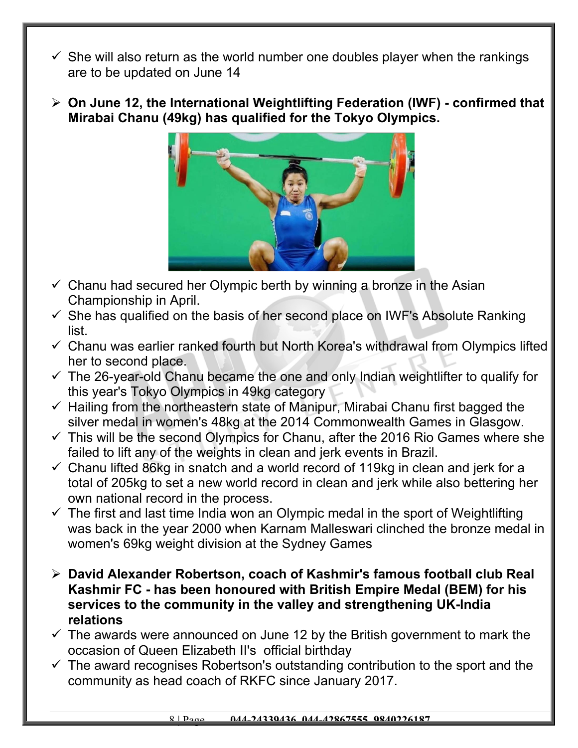- She will also return as the world number one doubles player when the rankings are to be updated on June 14

- **On June 12, the International Weightlifting Federation (IWF) - confirmed that Mirabai Chanu (49kg) has qualified for the Tokyo Olympics.**

- Chanu had secured her Olympic berth by winning a bronze in the Asian Championship in April.
- She has qualified on the basis of her second place on IWF's Absolute Ranking list.
- Chanu was earlier ranked fourth but North Korea's withdrawal from Olympics lifted her to second place.
- The 26-year-old Chanu became the one and only Indian weightlifter to qualify for this year's Tokyo Olympics in 49kg category
- Hailing from the northeastern state of Manipur, Mirabai Chanu first bagged the silver medal in women's 48kg at the 2014 Commonwealth Games in Glasgow.
- This will be the second Olympics for Chanu, after the 2016 Rio Games where she failed to lift any of the weights in clean and jerk events in Brazil.
- Chanu lifted 86kg in snatch and a world record of 119kg in clean and jerk for a total of 205kg to set a new world record in clean and jerk while also bettering her own national record in the process.
- The first and last time India won an Olympic medal in the sport of Weightlifting was back in the year 2000 when Karnam Malleswari clinched the bronze medal in women's 69kg weight division at the Sydney Games

- **David Alexander Robertson, coach of Kashmir's famous football club Real Kashmir FC - has been honoured with British Empire Medal (BEM) for his services to the community in the valley and strengthening UK-India relations**

- The awards were announced on June 12 by the British government to mark the occasion of Queen Elizabeth II's official birthday
- The award recognises Robertson's outstanding contribution to the sport and the community as head coach of RKFC since January 2017.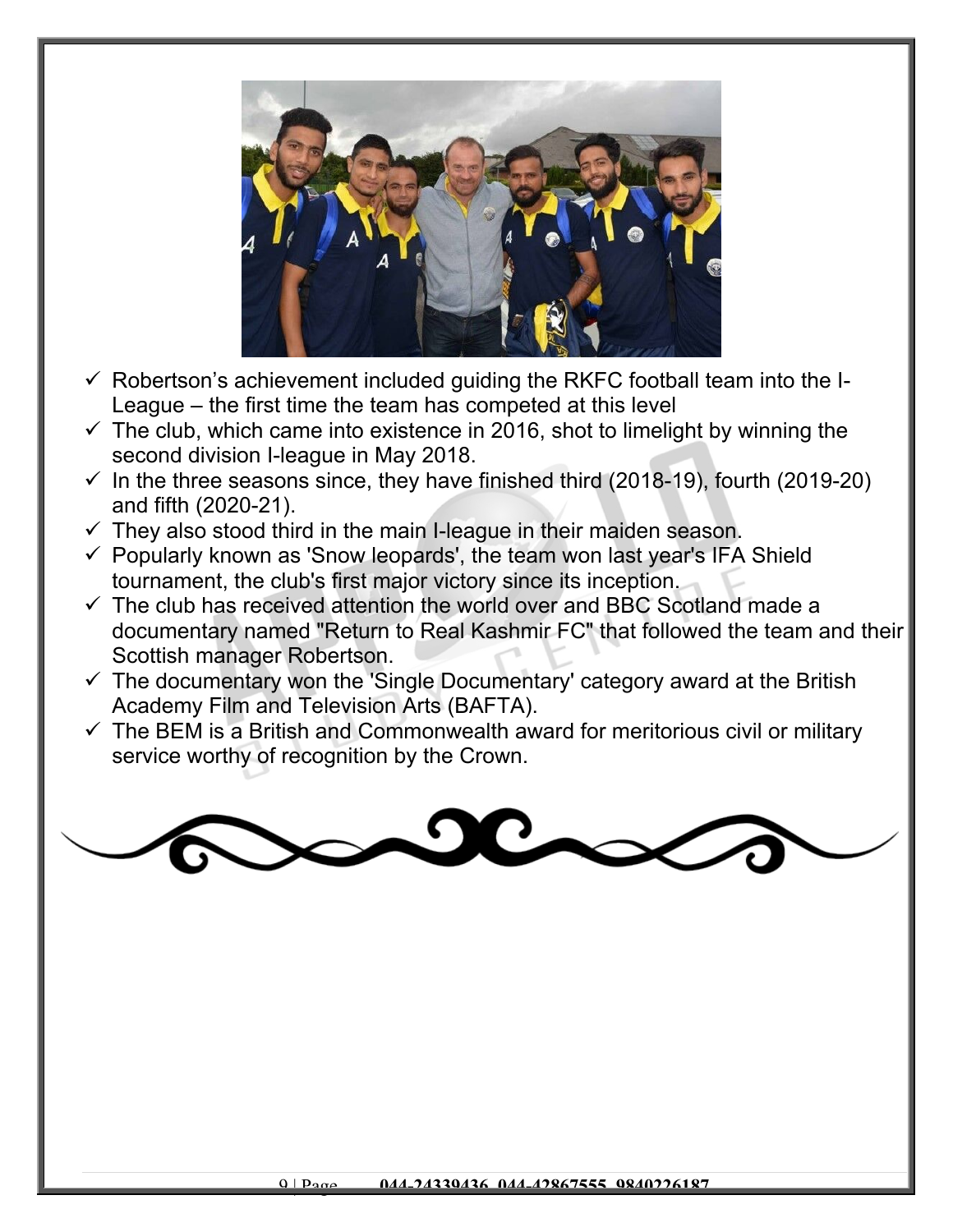- ✓ Robertson’s achievement included guiding the RKFC football team into the I-League – the first time the team has competed at this level
- ✓ The club, which came into existence in 2016, shot to limelight by winning the second division I-league in May 2018.
- ✓ In the three seasons since, they have finished third (2018-19), fourth (2019-20) and fifth (2020-21).
- ✓ They also stood third in the main I-league in their maiden season.
- ✓ Popularly known as 'Snow leopards', the team won last year's IFA Shield tournament, the club's first major victory since its inception.
- ✓ The club has received attention the world over and BBC Scotland made a documentary named "Return to Real Kashmir FC" that followed the team and their Scottish manager Robertson.
- ✓ The documentary won the 'Single Documentary' category award at the British Academy Film and Television Arts (BAFTA).
- ✓ The BEM is a British and Commonwealth award for meritorious civil or military service worthy of recognition by the Crown.